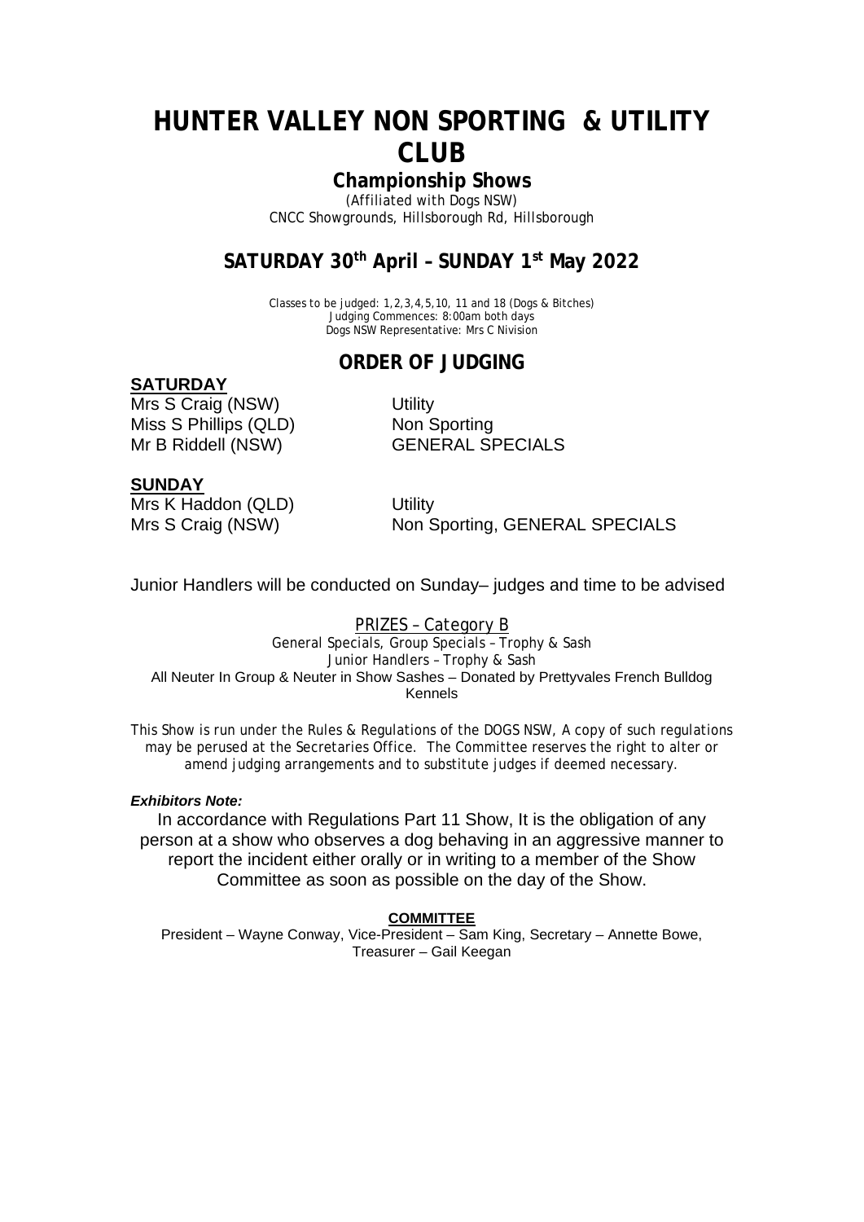# HUNTER VALLEY NON SPORTING & UTILITY CLUB

## Championship Shows

(Affiliated with Dogs NSW)
CNCC Showgrounds, Hillsborough Rd, Hillsborough

## SATURDAY 30th April – SUNDAY 1st May 2022

Classes to be judged: 1,2,3,4,5,10, 11 and 18 (Dogs & Bitches)
Judging Commences: 8:00am both days
Dogs NSW Representative: Mrs C Nivision

## ORDER OF JUDGING

**SATURDAY**

| | |
|---|---|
| Mrs S Craig (NSW) | Utility |
| Miss S Phillips (QLD) | Non Sporting |
| Mr B Riddell (NSW) | GENERAL SPECIALS |

**SUNDAY**

| | |
|---|---|
| Mrs K Haddon (QLD) | Utility |
| Mrs S Craig (NSW) | Non Sporting, GENERAL SPECIALS |

Junior Handlers will be conducted on Sunday– judges and time to be advised

PRIZES – Category B

General Specials, Group Specials – Trophy & Sash
Junior Handlers – Trophy & Sash
All Neuter In Group & Neuter in Show Sashes – Donated by Prettyvales French Bulldog Kennels

This Show is run under the Rules & Regulations of the DOGS NSW, A copy of such regulations may be perused at the Secretaries Office. The Committee reserves the right to alter or amend judging arrangements and to substitute judges if deemed necessary.

***Exhibitors Note:***

In accordance with Regulations Part 11 Show, It is the obligation of any person at a show who observes a dog behaving in an aggressive manner to report the incident either orally or in writing to a member of the Show Committee as soon as possible on the day of the Show.

**COMMITTEE**

President – Wayne Conway, Vice-President – Sam King, Secretary – Annette Bowe, Treasurer – Gail Keegan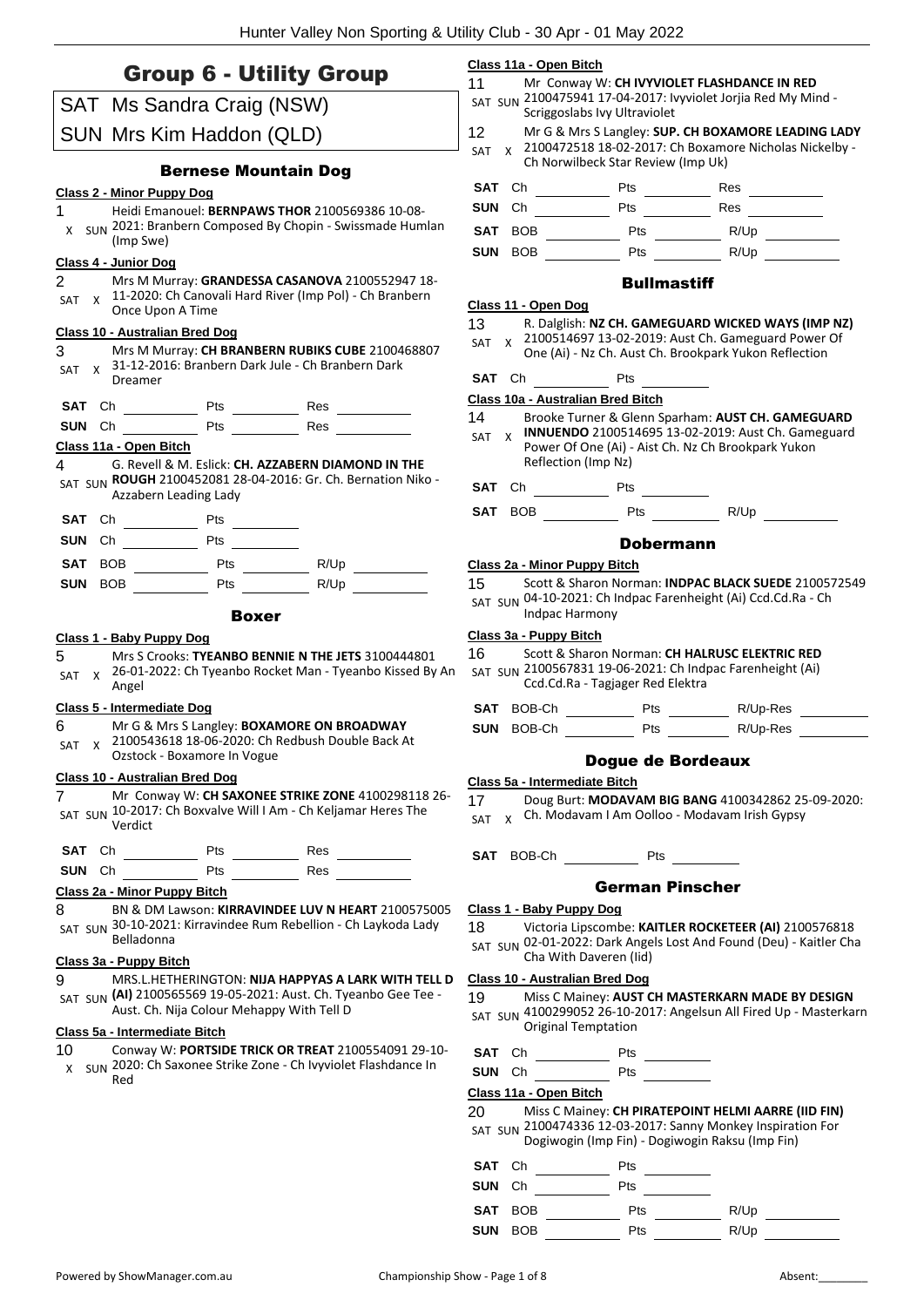# Group 6 - Utility Group

SAT Ms Sandra Craig (NSW)

SUN Mrs Kim Haddon (QLD)

## Bernese Mountain Dog

**Class 2 - Minor Puppy Dog**

1 Heidi Emanouel: **BERNPAWS THOR** 2100569386 10-08-2021: Branbern Composed By Chopin - Swissmade Humlan (Imp Swe)
X SUN

**Class 4 - Junior Dog**

2 Mrs M Murray: **GRANDESSA CASANOVA** 2100552947 18-11-2020: Ch Canovali Hard River (Imp Pol) - Ch Branbern Once Upon A Time
SAT X

**Class 10 - Australian Bred Dog**

3 Mrs M Murray: **CH BRANBERN RUBIKS CUBE** 2100468807 31-12-2016: Branbern Dark Jule - Ch Branbern Dark Dreamer
SAT X

SAT Ch ______ Pts ______ Res ______
SUN Ch ______ Pts ______ Res ______

**Class 11a - Open Bitch**

4 G. Revell & M. Eslick: **CH. AZZABERN DIAMOND IN THE ROUGH** 2100452081 28-04-2016: Gr. Ch. Bernation Niko - Azzabern Leading Lady
SAT SUN

SAT Ch ______ Pts ______
SUN Ch ______ Pts ______
SAT BOB ______ Pts ______ R/Up ______
SUN BOB ______ Pts ______ R/Up ______

## Boxer

**Class 1 - Baby Puppy Dog**

5 Mrs S Crooks: **TYEANBO BENNIE N THE JETS** 3100444801 26-01-2022: Ch Tyeanbo Rocket Man - Tyeanbo Kissed By An Angel
SAT X

**Class 5 - Intermediate Dog**

6 Mr G & Mrs S Langley: **BOXAMORE ON BROADWAY** 2100543618 18-06-2020: Ch Redbush Double Back At Ozstock - Boxamore In Vogue
SAT X

**Class 10 - Australian Bred Dog**

7 Mr Conway W: **CH SAXONEE STRIKE ZONE** 4100298118 26-10-2017: Ch Boxvalve Will I Am - Ch Keljamar Heres The Verdict
SAT SUN

SAT Ch ______ Pts ______ Res ______
SUN Ch ______ Pts ______ Res ______

**Class 2a - Minor Puppy Bitch**

8 BN & DM Lawson: **KIRRAVINDEE LUV N HEART** 2100575005 30-10-2021: Kirravindee Rum Rebellion - Ch Laykoda Lady Belladonna
SAT SUN

**Class 3a - Puppy Bitch**

9 MRS.L.HETHERINGTON: **NIJA HAPPYAS A LARK WITH TELL D (AI)** 2100565569 19-05-2021: Aust. Ch. Tyeanbo Gee Tee - Aust. Ch. Nija Colour Mehappy With Tell D
SAT SUN

**Class 5a - Intermediate Bitch**

10 Conway W: **PORTSIDE TRICK OR TREAT** 2100554091 29-10-2020: Ch Saxonee Strike Zone - Ch Ivyviolet Flashdance In Red
X SUN

**Class 11a - Open Bitch**

11 Mr Conway W: **CH IVYVIOLET FLASHDANCE IN RED** 2100475941 17-04-2017: Ivyviolet Jorjia Red My Mind - Scriggoslabs Ivy Ultraviolet
SAT SUN

12 Mr G & Mrs S Langley: **SUP. CH BOXAMORE LEADING LADY** 2100472518 18-02-2017: Ch Boxamore Nicholas Nickelby - Ch Norwilbeck Star Review (Imp Uk)
SAT X

SAT Ch ______ Pts ______ Res ______
SUN Ch ______ Pts ______ Res ______
SAT BOB ______ Pts ______ R/Up ______
SUN BOB ______ Pts ______ R/Up ______

## Bullmastiff

**Class 11 - Open Dog**

13 R. Dalglish: **NZ CH. GAMEGUARD WICKED WAYS (IMP NZ)** 2100514697 13-02-2019: Aust Ch. Gameguard Power Of One (Ai) - Nz Ch. Aust Ch. Brookpark Yukon Reflection
SAT X

SAT Ch ______ Pts ______

**Class 10a - Australian Bred Bitch**

14 Brooke Turner & Glenn Sparham: **AUST CH. GAMEGUARD INNUENDO** 2100514695 13-02-2019: Aust Ch. Gameguard Power Of One (Ai) - Aist Ch. Nz Ch Brookpark Yukon Reflection (Imp Nz)
SAT X

SAT Ch ______ Pts ______
SAT BOB ______ Pts ______ R/Up ______

## Dobermann

**Class 2a - Minor Puppy Bitch**

15 Scott & Sharon Norman: **INDPAC BLACK SUEDE** 2100572549 04-10-2021: Ch Indpac Farenheight (Ai) Ccd.Cd.Ra - Ch Indpac Harmony
SAT SUN

**Class 3a - Puppy Bitch**

16 Scott & Sharon Norman: **CH HALRUSC ELEKTRIC RED** 2100567831 19-06-2021: Ch Indpac Farenheight (Ai) Ccd.Cd.Ra - Tagjager Red Elektra
SAT SUN

SAT BOB-Ch ______ Pts ______ R/Up-Res ______
SUN BOB-Ch ______ Pts ______ R/Up-Res ______

## Dogue de Bordeaux

**Class 5a - Intermediate Bitch**

17 Doug Burt: **MODAVAM BIG BANG** 4100342862 25-09-2020: Ch. Modavam I Am Oolloo - Modavam Irish Gypsy
SAT X

SAT BOB-Ch ______ Pts ______

## German Pinscher

**Class 1 - Baby Puppy Dog**

18 Victoria Lipscombe: **KAITLER ROCKETEER (AI)** 2100576818 02-01-2022: Dark Angels Lost And Found (Deu) - Kaitler Cha Cha With Daveren (Iid)
SAT SUN

**Class 10 - Australian Bred Dog**

19 Miss C Mainey: **AUST CH MASTERKARN MADE BY DESIGN** 4100299052 26-10-2017: Angelsun All Fired Up - Masterkarn Original Temptation
SAT SUN

SAT Ch ______ Pts ______
SUN Ch ______ Pts ______

**Class 11a - Open Bitch**

20 Miss C Mainey: **CH PIRATEPOINT HELMI AARRE (IID FIN)** 2100474336 12-03-2017: Sanny Monkey Inspiration For Dogiwogin (Imp Fin) - Dogiwogin Raksu (Imp Fin)
SAT SUN

SAT Ch ______ Pts ______
SUN Ch ______ Pts ______
SAT BOB ______ Pts ______ R/Up ______
SUN BOB ______ Pts ______ R/Up ______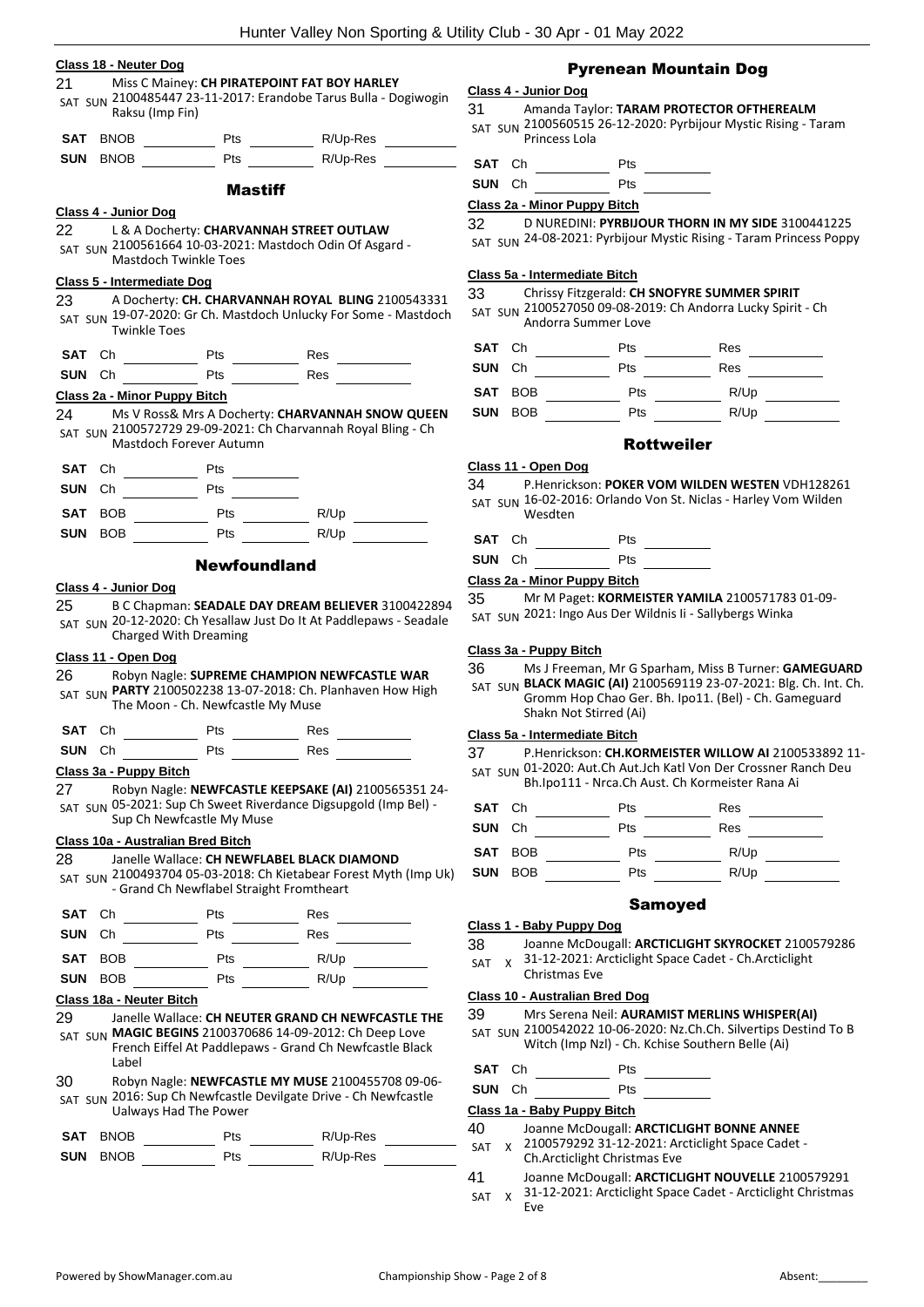### Class 18 - Neuter Dog

21 Miss C Mainey: **CH PIRATEPOINT FAT BOY HARLEY**
SAT SUN 2100485447 23-11-2017: Erandobe Tarus Bulla - Dogiwogin Raksu (Imp Fin)

| | | | | | |
|---|---|---|---|---|---|
| **SAT** | BNOB | Pts | | R/Up-Res | |
| **SUN** | BNOB | Pts | | R/Up-Res | |

## Mastiff

### Class 4 - Junior Dog

22 L & A Docherty: **CHARVANNAH STREET OUTLAW**
SAT SUN 2100561664 10-03-2021: Mastdoch Odin Of Asgard - Mastdoch Twinkle Toes

### Class 5 - Intermediate Dog

23 A Docherty: **CH. CHARVANNAH ROYAL BLING** 2100543331
SAT SUN 19-07-2020: Gr Ch. Mastdoch Unlucky For Some - Mastdoch Twinkle Toes

| | | | | | |
|---|---|---|---|---|---|
| **SAT** | Ch | Pts | | Res | |
| **SUN** | Ch | Pts | | Res | |

### Class 2a - Minor Puppy Bitch

24 Ms V Ross& Mrs A Docherty: **CHARVANNAH SNOW QUEEN**
SAT SUN 2100572729 29-09-2021: Ch Charvannah Royal Bling - Ch Mastdoch Forever Autumn

| | | | | | |
|---|---|---|---|---|---|
| **SAT** | Ch | Pts | | | |
| **SUN** | Ch | Pts | | | |
| **SAT** | BOB | Pts | | R/Up | |
| **SUN** | BOB | Pts | | R/Up | |

## Newfoundland

### Class 4 - Junior Dog

25 B C Chapman: **SEADALE DAY DREAM BELIEVER** 3100422894
SAT SUN 20-12-2020: Ch Yesallaw Just Do It At Paddlepaws - Seadale Charged With Dreaming

### Class 11 - Open Dog

26 Robyn Nagle: **SUPREME CHAMPION NEWFCASTLE WAR PARTY** 2100502238 13-07-2018: Ch. Planhaven How High The Moon - Ch. Newfcastle My Muse
SAT SUN

| | | | | | |
|---|---|---|---|---|---|
| **SAT** | Ch | Pts | | Res | |
| **SUN** | Ch | Pts | | Res | |

### Class 3a - Puppy Bitch

27 Robyn Nagle: **NEWFCASTLE KEEPSAKE (AI)** 2100565351 24-05-2021: Sup Ch Sweet Riverdance Digsupgold (Imp Bel) - Sup Ch Newfcastle My Muse
SAT SUN

### Class 10a - Australian Bred Bitch

28 Janelle Wallace: **CH NEWFLABEL BLACK DIAMOND**
SAT SUN 2100493704 05-03-2018: Ch Kietabear Forest Myth (Imp Uk) - Grand Ch Newflabel Straight Fromtheart

| | | | | | |
|---|---|---|---|---|---|
| **SAT** | Ch | Pts | | Res | |
| **SUN** | Ch | Pts | | Res | |
| **SAT** | BOB | Pts | | R/Up | |
| **SUN** | BOB | Pts | | R/Up | |

### Class 18a - Neuter Bitch

29 Janelle Wallace: **CH NEUTER GRAND CH NEWFCASTLE THE MAGIC BEGINS** 2100370686 14-09-2012: Ch Deep Love French Eiffel At Paddlepaws - Grand Ch Newfcastle Black Label
SAT SUN

30 Robyn Nagle: **NEWFCASTLE MY MUSE** 2100455708 09-06-2016: Sup Ch Newfcastle Devilgate Drive - Ch Newfcastle Ualways Had The Power
SAT SUN

| | | | | | |
|---|---|---|---|---|---|
| **SAT** | BNOB | Pts | | R/Up-Res | |
| **SUN** | BNOB | Pts | | R/Up-Res | |

## Pyrenean Mountain Dog

### Class 4 - Junior Dog

31 Amanda Taylor: **TARAM PROTECTOR OFTHEREALM**
SAT SUN 2100560515 26-12-2020: Pyrbijour Mystic Rising - Taram Princess Lola

| | | | |
|---|---|---|---|
| **SAT** | Ch | Pts | |
| **SUN** | Ch | Pts | |

### Class 2a - Minor Puppy Bitch

32 D NUREDINI: **PYRBIJOUR THORN IN MY SIDE** 3100441225
SAT SUN 24-08-2021: Pyrbijour Mystic Rising - Taram Princess Poppy

### Class 5a - Intermediate Bitch

33 Chrissy Fitzgerald: **CH SNOFYRE SUMMER SPIRIT**
SAT SUN 2100527050 09-08-2019: Ch Andorra Lucky Spirit - Ch Andorra Summer Love

| | | | | | |
|---|---|---|---|---|---|
| **SAT** | Ch | Pts | | Res | |
| **SUN** | Ch | Pts | | Res | |
| **SAT** | BOB | Pts | | R/Up | |
| **SUN** | BOB | Pts | | R/Up | |

## Rottweiler

### Class 11 - Open Dog

34 P.Henrickson: **POKER VOM WILDEN WESTEN** VDH128261
SAT SUN 16-02-2016: Orlando Von St. Niclas - Harley Vom Wilden Wesdten

| | | | |
|---|---|---|---|
| **SAT** | Ch | Pts | |
| **SUN** | Ch | Pts | |

### Class 2a - Minor Puppy Bitch

35 Mr M Paget: **KORMEISTER YAMILA** 2100571783 01-09-2021: Ingo Aus Der Wildnis Ii - Sallybergs Winka
SAT SUN

### Class 3a - Puppy Bitch

36 Ms J Freeman, Mr G Sparham, Miss B Turner: **GAMEGUARD BLACK MAGIC (AI)** 2100569119 23-07-2021: Blg. Ch. Int. Ch. Gromm Hop Chao Ger. Bh. Ipo11. (Bel) - Ch. Gameguard Shakn Not Stirred (Ai)
SAT SUN

### Class 5a - Intermediate Bitch

37 P.Henrickson: **CH.KORMEISTER WILLOW AI** 2100533892 11-01-2020: Aut.Ch Aut.Jch Katl Von Der Crossner Ranch Deu Bh.Ipo111 - Nrca.Ch Aust. Ch Kormeister Rana Ai
SAT SUN

| | | | | | |
|---|---|---|---|---|---|
| **SAT** | Ch | Pts | | Res | |
| **SUN** | Ch | Pts | | Res | |
| **SAT** | BOB | Pts | | R/Up | |
| **SUN** | BOB | Pts | | R/Up | |

## Samoyed

### Class 1 - Baby Puppy Dog

38 Joanne McDougall: **ARCTICLIGHT SKYROCKET** 2100579286
SAT X 31-12-2021: Arcticlight Space Cadet - Ch.Arcticlight Christmas Eve

### Class 10 - Australian Bred Dog

39 Mrs Serena Neil: **AURAMIST MERLINS WHISPER(AI)**
SAT SUN 2100542022 10-06-2020: Nz.Ch.Ch. Silvertips Destind To B Witch (Imp Nzl) - Ch. Kchise Southern Belle (Ai)

| | | | |
|---|---|---|---|
| **SAT** | Ch | Pts | |
| **SUN** | Ch | Pts | |

### Class 1a - Baby Puppy Bitch

40 Joanne McDougall: **ARCTICLIGHT BONNE ANNEE**
SAT X 2100579292 31-12-2021: Arcticlight Space Cadet - Ch.Arcticlight Christmas Eve

41 Joanne McDougall: **ARCTICLIGHT NOUVELLE** 2100579291
SAT X 31-12-2021: Arcticlight Space Cadet - Arcticlight Christmas Eve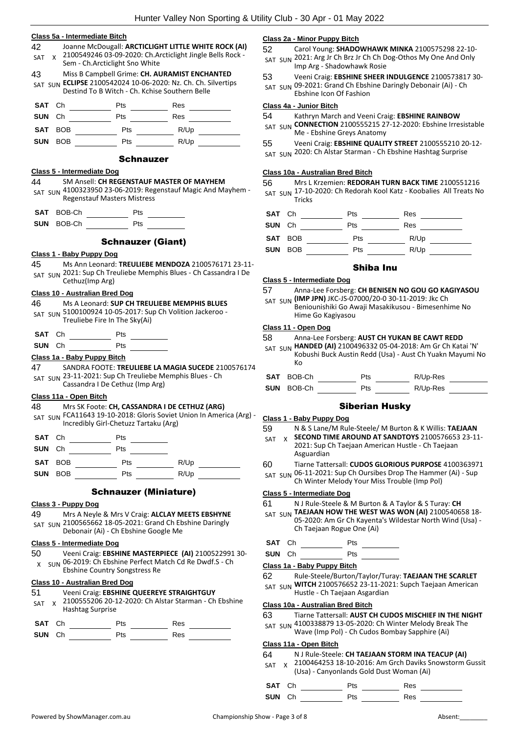#### Class 5a - Intermediate Bitch

42 SAT X Joanne McDougall: **ARCTICLIGHT LITTLE WHITE ROCK (AI)** 2100549246 03-09-2020: Ch.Arcticlight Jingle Bells Rock - Sem - Ch.Arcticlight Sno White

43 SAT SUN Miss B Campbell Grime: **CH. AURAMIST ENCHANTED ECLIPSE** 2100542024 10-06-2020: Nz. Ch. Ch. Silvertips Destind To B Witch - Ch. Kchise Southern Belle

| | | | | | |
|---|---|---|---|---|---|
| SAT | Ch | Pts | | Res | |
| SUN | Ch | Pts | | Res | |
| SAT | BOB | Pts | | R/Up | |
| SUN | BOB | Pts | | R/Up | |

### Schnauzer

#### Class 5 - Intermediate Dog

44 SAT SUN SM Ansell: **CH REGENSTAUF MASTER OF MAYHEM** 4100323950 23-06-2019: Regenstauf Magic And Mayhem - Regenstauf Masters Mistress

| | | | |
|---|---|---|---|
| SAT | BOB-Ch | Pts | |
| SUN | BOB-Ch | Pts | |

### Schnauzer (Giant)

#### Class 1 - Baby Puppy Dog

45 SAT SUN Ms Ann Leonard: **TREULIEBE MENDOZA** 2100576171 23-11-2021: Sup Ch Treuliebe Memphis Blues - Ch Cassandra I De Cethuz(Imp Arg)

#### Class 10 - Australian Bred Dog

46 SAT SUN Ms A Leonard: **SUP CH TREULIEBE MEMPHIS BLUES** 5100100924 10-05-2017: Sup Ch Volition Jackeroo - Treuliebe Fire In The Sky(Ai)

| | | | |
|---|---|---|---|
| SAT | Ch | Pts | |
| SUN | Ch | Pts | |

#### Class 1a - Baby Puppy Bitch

47 SAT SUN SANDRA FOOTE: **TREULIEBE LA MAGIA SUCEDE** 2100576174 23-11-2021: Sup Ch Treuliebe Memphis Blues - Ch Cassandra I De Cethuz (Imp Arg)

#### Class 11a - Open Bitch

48 SAT SUN Mrs SK Foote: **CH, CASSANDRA I DE CETHUZ (ARG)** FCA11643 19-10-2018: Gloris Soviet Union In America (Arg) - Incredibly Girl-Chetuzz Tartaku (Arg)

| | | | | | |
|---|---|---|---|---|---|
| SAT | Ch | Pts | | | |
| SUN | Ch | Pts | | | |
| SAT | BOB | Pts | | R/Up | |
| SUN | BOB | Pts | | R/Up | |

### Schnauzer (Miniature)

#### Class 3 - Puppy Dog

49 SAT SUN Mrs A Neyle & Mrs V Craig: **ALCLAY MEETS EBSHYNE** 2100565662 18-05-2021: Grand Ch Ebshine Daringly Debonair (Ai) - Ch Ebshine Google Me

#### Class 5 - Intermediate Dog

50 X SUN Veeni Craig: **EBSHINE MASTERPIECE (AI)** 2100522991 30-06-2019: Ch Ebshine Perfect Match Cd Re Dwdf.S - Ch Ebshine Country Songstress Re

#### Class 10 - Australian Bred Dog

51 SAT X Veeni Craig: **EBSHINE QUEEREYE STRAIGHTGUY** 2100555206 20-12-2020: Ch Alstar Starman - Ch Ebshine Hashtag Surprise

| | | | | | |
|---|---|---|---|---|---|
| SAT | Ch | Pts | | Res | |
| SUN | Ch | Pts | | Res | |

#### Class 2a - Minor Puppy Bitch

52 SAT SUN Carol Young: **SHADOWHAWK MINKA** 2100575298 22-10-2021: Arg Jr Ch Brz Jr Ch Ch Dog-Othos My One And Only Imp Arg - Shadowhawk Rosie

53 SAT SUN Veeni Craig: **EBSHINE SHEER INDULGENCE** 2100573817 30-09-2021: Grand Ch Ebshine Daringly Debonair (Ai) - Ch Ebshine Icon Of Fashion

#### Class 4a - Junior Bitch

54 SAT SUN Kathryn March and Veeni Craig: **EBSHINE RAINBOW CONNECTION** 2100555215 27-12-2020: Ebshine Irresistable Me - Ebshine Greys Anatomy

55 SAT SUN Veeni Craig: **EBSHINE QUALITY STREET** 2100555210 20-12-2020: Ch Alstar Starman - Ch Ebshine Hashtag Surprise

#### Class 10a - Australian Bred Bitch

56 SAT SUN Mrs L Krzemien: **REDORAH TURN BACK TIME** 2100551216 17-10-2020: Ch Redorah Kool Katz - Koobalies All Treats No Tricks

| | | | | | |
|---|---|---|---|---|---|
| SAT | Ch | Pts | | Res | |
| SUN | Ch | Pts | | Res | |
| SAT | BOB | Pts | | R/Up | |
| SUN | BOB | Pts | | R/Up | |

### Shiba Inu

#### Class 5 - Intermediate Dog

57 SAT SUN Anna-Lee Forsberg: **CH BENISEN NO GOU GO KAGIYASOU (IMP JPN)** JKC-JS-07000/20-0 30-11-2019: Jkc Ch Beniounishiki Go Awaji Masakikusou - Bimesenhime No Hime Go Kagiyasou

#### Class 11 - Open Dog

58 SAT SUN Anna-Lee Forsberg: **AUST CH YUKAN BE CAWT REDD HANDED (AI)** 2100496332 05-04-2018: Am Gr Ch Katai 'N' Kobushi Buck Austin Redd (Usa) - Aust Ch Yuakn Mayumi No Ko

| | | | | | |
|---|---|---|---|---|---|
| SAT | BOB-Ch | Pts | | R/Up-Res | |
| SUN | BOB-Ch | Pts | | R/Up-Res | |

### Siberian Husky

#### Class 1 - Baby Puppy Dog

59 SAT X N & S Lane/M Burton & K Willis: **TAEJAAN SECOND TIME AROUND AT SANDTOYS** 2100576653 23-11-2021: Sup Ch Taejaan American Hustle - Ch Taejaan Asguardian

60 SAT SUN Tiarne Tattersall: **CUDOS GLORIOUS PURPOSE** 4100363971 06-11-2021: Sup Ch Oursibes Drop The Hammer (Ai) - Sup Ch Winter Melody Your Miss Trouble (Imp Pol)

#### Class 5 - Intermediate Dog

61 SAT SUN N J Rule-Steele & M Burton & A Taylor & S Turay: **CH TAEJAAN HOW THE WEST WAS WON (AI)** 2100540658 18-05-2020: Am Gr Ch Kayenta's Wildestar North Wind (Usa) - Ch Taejaan Rogue One (Ai)

| | | | |
|---|---|---|---|
| SAT | Ch | Pts | |
| SUN | Ch | Pts | |

#### Class 1a - Baby Puppy Bitch

62 SAT SUN Rule-Steele/Burton/Taylor/Turay: **TAEJAAN THE SCARLET WITCH** 2100576652 23-11-2021: Supch Taejaan American Hustle - Ch Taejaan Asgardian

#### Class 10a - Australian Bred Bitch

63 SAT SUN Tiarne Tattersall: **AUST CH CUDOS MISCHIEF IN THE NIGHT** 4100338879 13-05-2020: Ch Winter Melody Break The Wave (Imp Pol) - Ch Cudos Bombay Sapphire (Ai)

#### Class 11a - Open Bitch

64 SAT X N J Rule-Steele: **CH TAEJAAN STORM INA TEACUP (AI)** 2100464253 18-10-2016: Am Grch Daviks Snowstorm Gussit (Usa) - Canyonlands Gold Dust Woman (Ai)

| | | | | | |
|---|---|---|---|---|---|
| SAT | Ch | Pts | | Res | |
| SUN | Ch | Pts | | Res | |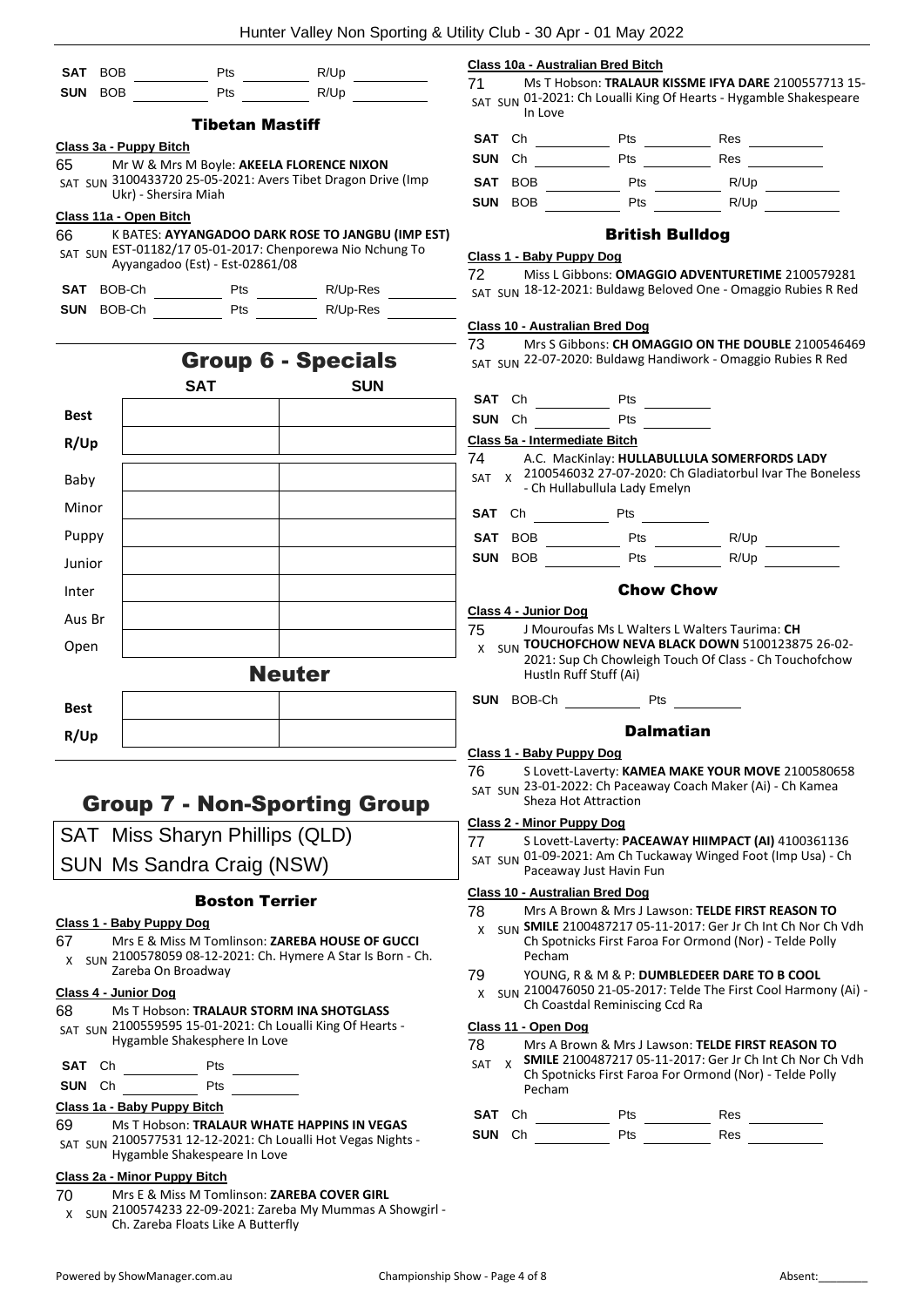| | | | | | |
|---|---|---|---|---|---|
| **SAT** | BOB | Pts | | R/Up | |
| **SUN** | BOB | Pts | | R/Up | |

### Tibetan Mastiff

**Class 3a - Puppy Bitch**

65 Mr W & Mrs M Boyle: **AKEELA FLORENCE NIXON**
SAT SUN 3100433720 25-05-2021: Avers Tibet Dragon Drive (Imp Ukr) - Shersira Miah

**Class 11a - Open Bitch**

66 K BATES: **AYYANGADOO DARK ROSE TO JANGBU (IMP EST)**
SAT SUN EST-01182/17 05-01-2017: Chenporewa Nio Nchung To Ayyangadoo (Est) - Est-02861/08

| | | | | | |
|---|---|---|---|---|---|
| **SAT** | BOB-Ch | Pts | | R/Up-Res | |
| **SUN** | BOB-Ch | Pts | | R/Up-Res | |

## Group 6 - Specials

| | SAT | SUN |
|---|---|---|
| **Best** | | |
| **R/Up** | | |
| Baby | | |
| Minor | | |
| Puppy | | |
| Junior | | |
| Inter | | |
| Aus Br | | |
| Open | | |

### Neuter

| | | |
|---|---|---|
| **Best** | | |
| **R/Up** | | |

## Group 7 - Non-Sporting Group

SAT Miss Sharyn Phillips (QLD)
SUN Ms Sandra Craig (NSW)

### Boston Terrier

**Class 1 - Baby Puppy Dog**

67 Mrs E & Miss M Tomlinson: **ZAREBA HOUSE OF GUCCI**
X SUN 2100578059 08-12-2021: Ch. Hymere A Star Is Born - Ch. Zareba On Broadway

**Class 4 - Junior Dog**

68 Ms T Hobson: **TRALAUR STORM INA SHOTGLASS**
SAT SUN 2100559595 15-01-2021: Ch Loualli King Of Hearts - Hygamble Shakesphere In Love

| | | | |
|---|---|---|---|
| **SAT** | Ch | Pts | |
| **SUN** | Ch | Pts | |

**Class 1a - Baby Puppy Bitch**

69 Ms T Hobson: **TRALAUR WHATE HAPPINS IN VEGAS**
SAT SUN 2100577531 12-12-2021: Ch Loualli Hot Vegas Nights - Hygamble Shakespeare In Love

**Class 2a - Minor Puppy Bitch**

70 Mrs E & Miss M Tomlinson: **ZAREBA COVER GIRL**
X SUN 2100574233 22-09-2021: Zareba My Mummas A Showgirl - Ch. Zareba Floats Like A Butterfly

**Class 10a - Australian Bred Bitch**

71 Ms T Hobson: **TRALAUR KISSME IFYA DARE** 2100557713 15-
SAT SUN 01-2021: Ch Loualli King Of Hearts - Hygamble Shakespeare In Love

| | | | | | |
|---|---|---|---|---|---|
| **SAT** | Ch | Pts | | Res | |
| **SUN** | Ch | Pts | | Res | |
| **SAT** | BOB | Pts | | R/Up | |
| **SUN** | BOB | Pts | | R/Up | |

### British Bulldog

**Class 1 - Baby Puppy Dog**

72 Miss L Gibbons: **OMAGGIO ADVENTURETIME** 2100579281
SAT SUN 18-12-2021: Buldawg Beloved One - Omaggio Rubies R Red

**Class 10 - Australian Bred Dog**

73 Mrs S Gibbons: **CH OMAGGIO ON THE DOUBLE** 2100546469
SAT SUN 22-07-2020: Buldawg Handiwork - Omaggio Rubies R Red

| | | | |
|---|---|---|---|
| **SAT** | Ch | Pts | |
| **SUN** | Ch | Pts | |

**Class 5a - Intermediate Bitch**

74 A.C. MacKinlay: **HULLABULLULA SOMERFORDS LADY**
SAT X 2100546032 27-07-2020: Ch Gladiatorbul Ivar The Boneless - Ch Hullabullula Lady Emelyn

| | | | | | |
|---|---|---|---|---|---|
| **SAT** | Ch | Pts | | | |
| **SAT** | BOB | Pts | | R/Up | |
| **SUN** | BOB | Pts | | R/Up | |

### Chow Chow

**Class 4 - Junior Dog**

75 J Mouroufas Ms L Walters L Walters Taurima: **CH TOUCHOFCHOW NEVA BLACK DOWN** 5100123875 26-02-
X SUN 2021: Sup Ch Chowleigh Touch Of Class - Ch Touchofchow Hustln Ruff Stuff (Ai)

| | | | |
|---|---|---|---|
| **SUN** | BOB-Ch | Pts | |

### Dalmatian

**Class 1 - Baby Puppy Dog**

76 S Lovett-Laverty: **KAMEA MAKE YOUR MOVE** 2100580658
SAT SUN 23-01-2022: Ch Paceaway Coach Maker (Ai) - Ch Kamea Sheza Hot Attraction

**Class 2 - Minor Puppy Dog**

77 S Lovett-Laverty: **PACEAWAY HIIMPACT (AI)** 4100361136
SAT SUN 01-09-2021: Am Ch Tuckaway Winged Foot (Imp Usa) - Ch Paceaway Just Havin Fun

**Class 10 - Australian Bred Dog**

78 Mrs A Brown & Mrs J Lawson: **TELDE FIRST REASON TO**
X SUN **SMILE** 2100487217 05-11-2017: Ger Jr Ch Int Ch Nor Ch Vdh Ch Spotnicks First Faroa For Ormond (Nor) - Telde Polly Pecham

79 YOUNG, R & M & P: **DUMBLEDEER DARE TO B COOL**
X SUN 2100476050 21-05-2017: Telde The First Cool Harmony (Ai) - Ch Coastdal Reminiscing Ccd Ra

**Class 11 - Open Dog**

78 Mrs A Brown & Mrs J Lawson: **TELDE FIRST REASON TO**
SAT X **SMILE** 2100487217 05-11-2017: Ger Jr Ch Int Ch Nor Ch Vdh Ch Spotnicks First Faroa For Ormond (Nor) - Telde Polly Pecham

| | | | | | |
|---|---|---|---|---|---|
| **SAT** | Ch | Pts | | Res | |
| **SUN** | Ch | Pts | | Res | |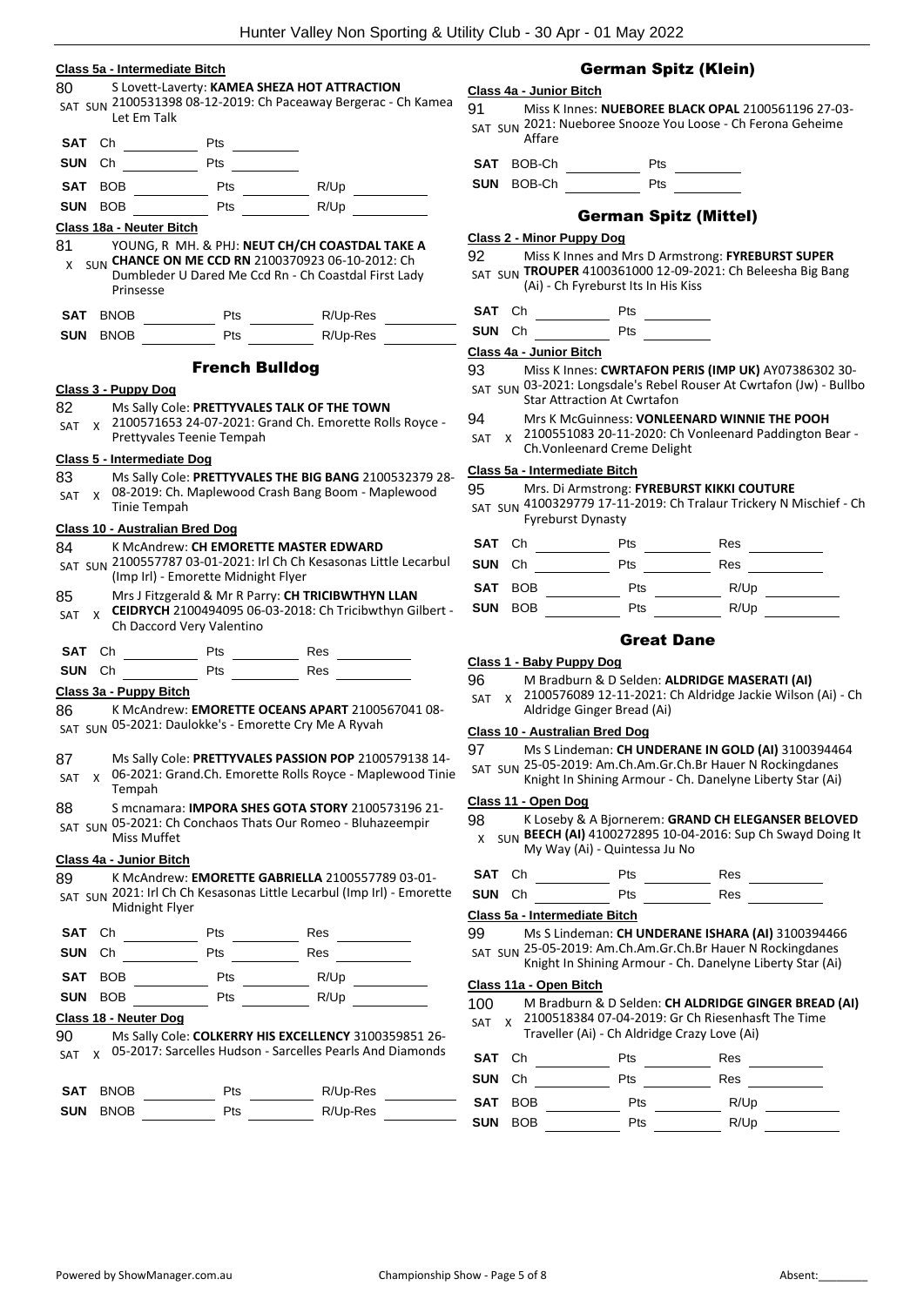**Class 5a - Intermediate Bitch**

80 SAT SUN S Lovett-Laverty: **KAMEA SHEZA HOT ATTRACTION** 2100531398 08-12-2019: Ch Paceaway Bergerac - Ch Kamea Let Em Talk

**SAT** Ch ________ Pts ________
**SUN** Ch ________ Pts ________
**SAT** BOB ________ Pts ________ R/Up ________
**SUN** BOB ________ Pts ________ R/Up ________

**Class 18a - Neuter Bitch**

81 X SUN YOUNG, R MH. & PHJ: **NEUT CH/CH COASTDAL TAKE A CHANCE ON ME CCD RN** 2100370923 06-10-2012: Ch Dumbleder U Dared Me Ccd Rn - Ch Coastdal First Lady Prinsesse

**SAT** BNOB ________ Pts ________ R/Up-Res ________
**SUN** BNOB ________ Pts ________ R/Up-Res ________

## French Bulldog

**Class 3 - Puppy Dog**

82 SAT X Ms Sally Cole: **PRETTYVALES TALK OF THE TOWN** 2100571653 24-07-2021: Grand Ch. Emorette Rolls Royce - Prettyvales Teenie Tempah

**Class 5 - Intermediate Dog**

83 SAT X Ms Sally Cole: **PRETTYVALES THE BIG BANG** 2100532379 28-08-2019: Ch. Maplewood Crash Bang Boom - Maplewood Tinie Tempah

**Class 10 - Australian Bred Dog**

84 SAT SUN K McAndrew: **CH EMORETTE MASTER EDWARD** 2100557787 03-01-2021: Irl Ch Ch Kesasonas Little Lecarbul (Imp Irl) - Emorette Midnight Flyer

85 SAT X Mrs J Fitzgerald & Mr R Parry: **CH TRICIBWTHYN LLAN CEIDRYCH** 2100494095 06-03-2018: Ch Tricibwthyn Gilbert - Ch Daccord Very Valentino

**SAT** Ch ________ Pts ________ Res ________
**SUN** Ch ________ Pts ________ Res ________

**Class 3a - Puppy Bitch**

86 SAT SUN K McAndrew: **EMORETTE OCEANS APART** 2100567041 08-05-2021: Daulokke's - Emorette Cry Me A Ryvah

87 SAT X Ms Sally Cole: **PRETTYVALES PASSION POP** 2100579138 14-06-2021: Grand.Ch. Emorette Rolls Royce - Maplewood Tinie Tempah

88 SAT SUN S mcnamara: **IMPORA SHES GOTA STORY** 2100573196 21-05-2021: Ch Conchaos Thats Our Romeo - Bluhazeempir Miss Muffet

**Class 4a - Junior Bitch**

89 SAT SUN K McAndrew: **EMORETTE GABRIELLA** 2100557789 03-01-2021: Irl Ch Ch Kesasonas Little Lecarbul (Imp Irl) - Emorette Midnight Flyer

**SAT** Ch ________ Pts ________ Res ________
**SUN** Ch ________ Pts ________ Res ________
**SAT** BOB ________ Pts ________ R/Up ________
**SUN** BOB ________ Pts ________ R/Up ________

**Class 18 - Neuter Dog**

90 SAT X Ms Sally Cole: **COLKERRY HIS EXCELLENCY** 3100359851 26-05-2017: Sarcelles Hudson - Sarcelles Pearls And Diamonds

**SAT** BNOB ________ Pts ________ R/Up-Res ________
**SUN** BNOB ________ Pts ________ R/Up-Res ________

## German Spitz (Klein)

**Class 4a - Junior Bitch**

91 SAT SUN Miss K Innes: **NUEBOREE BLACK OPAL** 2100561196 27-03-2021: Nueboree Snooze You Loose - Ch Ferona Geheime Affare

**SAT** BOB-Ch ________ Pts ________
**SUN** BOB-Ch ________ Pts ________

## German Spitz (Mittel)

**Class 2 - Minor Puppy Dog**

92 SAT SUN Miss K Innes and Mrs D Armstrong: **FYREBURST SUPER TROUPER** 4100361000 12-09-2021: Ch Beleesha Big Bang (Ai) - Ch Fyreburst Its In His Kiss

**SAT** Ch ________ Pts ________
**SUN** Ch ________ Pts ________

**Class 4a - Junior Bitch**

93 SAT SUN Miss K Innes: **CWRTAFON PERIS (IMP UK)** AY07386302 30-03-2021: Longsdale's Rebel Rouser At Cwrtafon (Jw) - Bullbo Star Attraction At Cwrtafon

94 SAT X Mrs K McGuinness: **VONLEENARD WINNIE THE POOH** 2100551083 20-11-2020: Ch Vonleenard Paddington Bear - Ch.Vonleenard Creme Delight

**Class 5a - Intermediate Bitch**

95 SAT SUN Mrs. Di Armstrong: **FYREBURST KIKKI COUTURE** 4100329779 17-11-2019: Ch Tralaur Trickery N Mischief - Ch Fyreburst Dynasty

**SAT** Ch ________ Pts ________ Res ________
**SUN** Ch ________ Pts ________ Res ________
**SAT** BOB ________ Pts ________ R/Up ________
**SUN** BOB ________ Pts ________ R/Up ________

## Great Dane

**Class 1 - Baby Puppy Dog**

96 SAT X M Bradburn & D Selden: **ALDRIDGE MASERATI (AI)** 2100576089 12-11-2021: Ch Aldridge Jackie Wilson (Ai) - Ch Aldridge Ginger Bread (Ai)

**Class 10 - Australian Bred Dog**

97 SAT SUN Ms S Lindeman: **CH UNDERANE IN GOLD (AI)** 3100394464 25-05-2019: Am.Ch.Am.Gr.Ch.Br Hauer N Rockingdanes Knight In Shining Armour - Ch. Danelyne Liberty Star (Ai)

**Class 11 - Open Dog**

98 X SUN K Loseby & A Bjornerem: **GRAND CH ELEGANSER BELOVED BEECH (AI)** 4100272895 10-04-2016: Sup Ch Swayd Doing It My Way (Ai) - Quintessa Ju No

**SAT** Ch ________ Pts ________ Res ________
**SUN** Ch ________ Pts ________ Res ________

**Class 5a - Intermediate Bitch**

99 SAT SUN Ms S Lindeman: **CH UNDERANE ISHARA (AI)** 3100394466 25-05-2019: Am.Ch.Am.Gr.Ch.Br Hauer N Rockingdanes Knight In Shining Armour - Ch. Danelyne Liberty Star (Ai)

**Class 11a - Open Bitch**

100 SAT X M Bradburn & D Selden: **CH ALDRIDGE GINGER BREAD (AI)** 2100518384 07-04-2019: Gr Ch Riesenhasft The Time Traveller (Ai) - Ch Aldridge Crazy Love (Ai)

**SAT** Ch ________ Pts ________ Res ________
**SUN** Ch ________ Pts ________ Res ________
**SAT** BOB ________ Pts ________ R/Up ________
**SUN** BOB ________ Pts ________ R/Up ________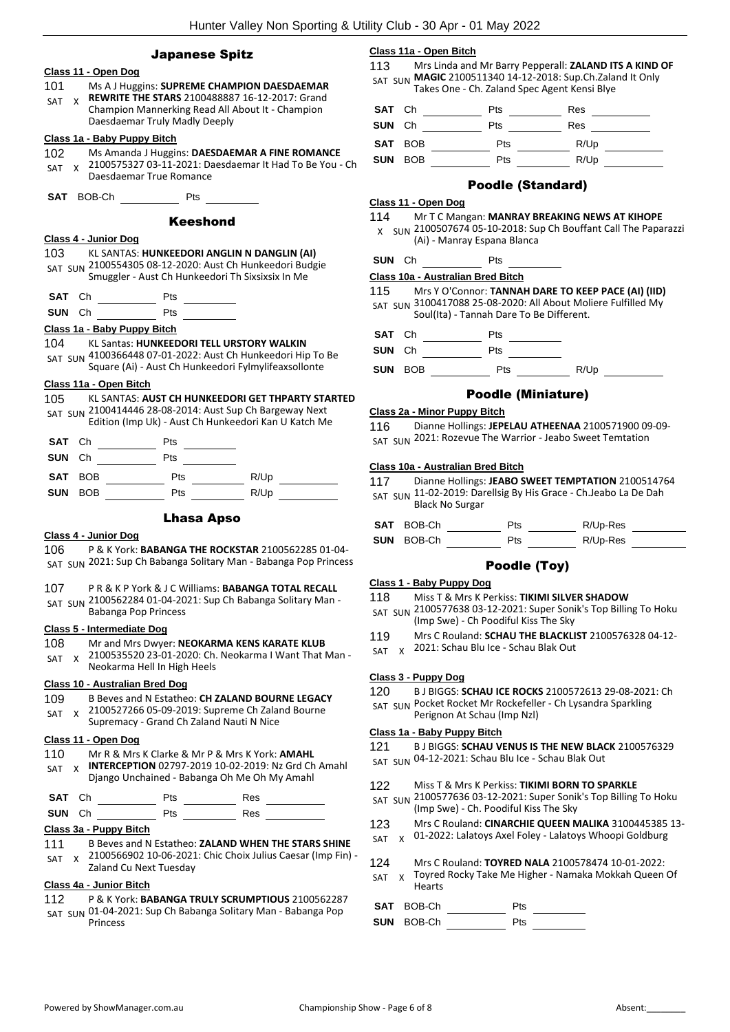## Japanese Spitz

### Class 11 - Open Dog

101 SAT X Ms A J Huggins: **SUPREME CHAMPION DAESDAEMAR REWRITE THE STARS** 2100488887 16-12-2017: Grand Champion Mannerking Read All About It - Champion Daesdaemar Truly Madly Deeply

### Class 1a - Baby Puppy Bitch

102 SAT X Ms Amanda J Huggins: **DAESDAEMAR A FINE ROMANCE** 2100575327 03-11-2021: Daesdaemar It Had To Be You - Ch Daesdaemar True Romance

**SAT** BOB-Ch __________ Pts __________

## Keeshond

### Class 4 - Junior Dog

103 SAT SUN KL SANTAS: **HUNKEEDORI ANGLIN N DANGLIN (AI)** 2100554305 08-12-2020: Aust Ch Hunkeedori Budgie Smuggler - Aust Ch Hunkeedori Th Sixsixsix In Me

**SAT** Ch __________ Pts __________
**SUN** Ch __________ Pts __________

### Class 1a - Baby Puppy Bitch

104 SAT SUN KL Santas: **HUNKEEDORI TELL URSTORY WALKIN** 4100366448 07-01-2022: Aust Ch Hunkeedori Hip To Be Square (Ai) - Aust Ch Hunkeedori Fylmylifeaxsollonte

### Class 11a - Open Bitch

105 SAT SUN KL SANTAS: **AUST CH HUNKEEDORI GET THPARTY STARTED** 2100414446 28-08-2014: Aust Sup Ch Bargeway Next Edition (Imp Uk) - Aust Ch Hunkeedori Kan U Katch Me

**SAT** Ch __________ Pts __________
**SUN** Ch __________ Pts __________
**SAT** BOB __________ Pts __________ R/Up __________
**SUN** BOB __________ Pts __________ R/Up __________

## Lhasa Apso

### Class 4 - Junior Dog

106 SAT SUN P & K York: **BABANGA THE ROCKSTAR** 2100562285 01-04-2021: Sup Ch Babanga Solitary Man - Babanga Pop Princess

107 SAT SUN P R & K P York & J C Williams: **BABANGA TOTAL RECALL** 2100562284 01-04-2021: Sup Ch Babanga Solitary Man - Babanga Pop Princess

### Class 5 - Intermediate Dog

108 SAT X Mr and Mrs Dwyer: **NEOKARMA KENS KARATE KLUB** 2100535520 23-01-2020: Ch. Neokarma I Want That Man - Neokarma Hell In High Heels

### Class 10 - Australian Bred Dog

109 SAT X B Beves and N Estatheo: **CH ZALAND BOURNE LEGACY** 2100527266 05-09-2019: Supreme Ch Zaland Bourne Supremacy - Grand Ch Zaland Nauti N Nice

### Class 11 - Open Dog

110 SAT X Mr R & Mrs K Clarke & Mr P & Mrs K York: **AMAHL INTERCEPTION** 02797-2019 10-02-2019: Nz Grd Ch Amahl Django Unchained - Babanga Oh Me Oh My Amahl

**SAT** Ch __________ Pts __________ Res __________
**SUN** Ch __________ Pts __________ Res __________

### Class 3a - Puppy Bitch

111 SAT X B Beves and N Estatheo: **ZALAND WHEN THE STARS SHINE** 2100566902 10-06-2021: Chic Choix Julius Caesar (Imp Fin) - Zaland Cu Next Tuesday

### Class 4a - Junior Bitch

112 SAT SUN P & K York: **BABANGA TRULY SCRUMPTIOUS** 2100562287 01-04-2021: Sup Ch Babanga Solitary Man - Babanga Pop Princess

### Class 11a - Open Bitch

113 SAT SUN Mrs Linda and Mr Barry Pepperall: **ZALAND ITS A KIND OF MAGIC** 2100511340 14-12-2018: Sup.Ch.Zaland It Only Takes One - Ch. Zaland Spec Agent Kensi Blye

**SAT** Ch __________ Pts __________ Res __________
**SUN** Ch __________ Pts __________ Res __________
**SAT** BOB __________ Pts __________ R/Up __________
**SUN** BOB __________ Pts __________ R/Up __________

## Poodle (Standard)

### Class 11 - Open Dog

114 X SUN Mr T C Mangan: **MANRAY BREAKING NEWS AT KIHOPE** 2100507674 05-10-2018: Sup Ch Bouffant Call The Paparazzi (Ai) - Manray Espana Blanca

**SUN** Ch __________ Pts __________

### Class 10a - Australian Bred Bitch

115 SAT SUN Mrs Y O'Connor: **TANNAH DARE TO KEEP PACE (AI) (IID)** 3100417088 25-08-2020: All About Moliere Fulfilled My Soul(Ita) - Tannah Dare To Be Different.

**SAT** Ch __________ Pts __________
**SUN** Ch __________ Pts __________
**SUN** BOB __________ Pts __________ R/Up __________

## Poodle (Miniature)

### Class 2a - Minor Puppy Bitch

116 SAT SUN Dianne Hollings: **JEPELAU ATHEENAA** 2100571900 09-09-2021: Rozevue The Warrior - Jeabo Sweet Temtation

### Class 10a - Australian Bred Bitch

117 SAT SUN Dianne Hollings: **JEABO SWEET TEMPTATION** 2100514764 11-02-2019: Darellsig By His Grace - Ch.Jeabo La De Dah Black No Surgar

**SAT** BOB-Ch __________ Pts __________ R/Up-Res __________
**SUN** BOB-Ch __________ Pts __________ R/Up-Res __________

## Poodle (Toy)

### Class 1 - Baby Puppy Dog

118 SAT SUN Miss T & Mrs K Perkiss: **TIKIMI SILVER SHADOW** 2100577638 03-12-2021: Super Sonik's Top Billing To Hoku (Imp Swe) - Ch Poodiful Kiss The Sky

119 SAT X Mrs C Rouland: **SCHAU THE BLACKLIST** 2100576328 04-12-2021: Schau Blu Ice - Schau Blak Out

### Class 3 - Puppy Dog

120 SAT SUN B J BIGGS: **SCHAU ICE ROCKS** 2100572613 29-08-2021: Ch Pocket Rocket Mr Rockefeller - Ch Lysandra Sparkling Perignon At Schau (Imp Nzl)

### Class 1a - Baby Puppy Bitch

121 SAT SUN B J BIGGS: **SCHAU VENUS IS THE NEW BLACK** 2100576329 04-12-2021: Schau Blu Ice - Schau Blak Out

122 SAT SUN Miss T & Mrs K Perkiss: **TIKIMI BORN TO SPARKLE** 2100577636 03-12-2021: Super Sonik's Top Billing To Hoku (Imp Swe) - Ch. Poodiful Kiss The Sky

123 SAT X Mrs C Rouland: **CINARCHIE QUEEN MALIKA** 3100445385 13-01-2022: Lalatoys Axel Foley - Lalatoys Whoopi Goldburg

124 SAT X Mrs C Rouland: **TOYRED NALA** 2100578474 10-01-2022: Toyred Rocky Take Me Higher - Namaka Mokkah Queen Of Hearts

**SAT** BOB-Ch __________ Pts __________
**SUN** BOB-Ch __________ Pts __________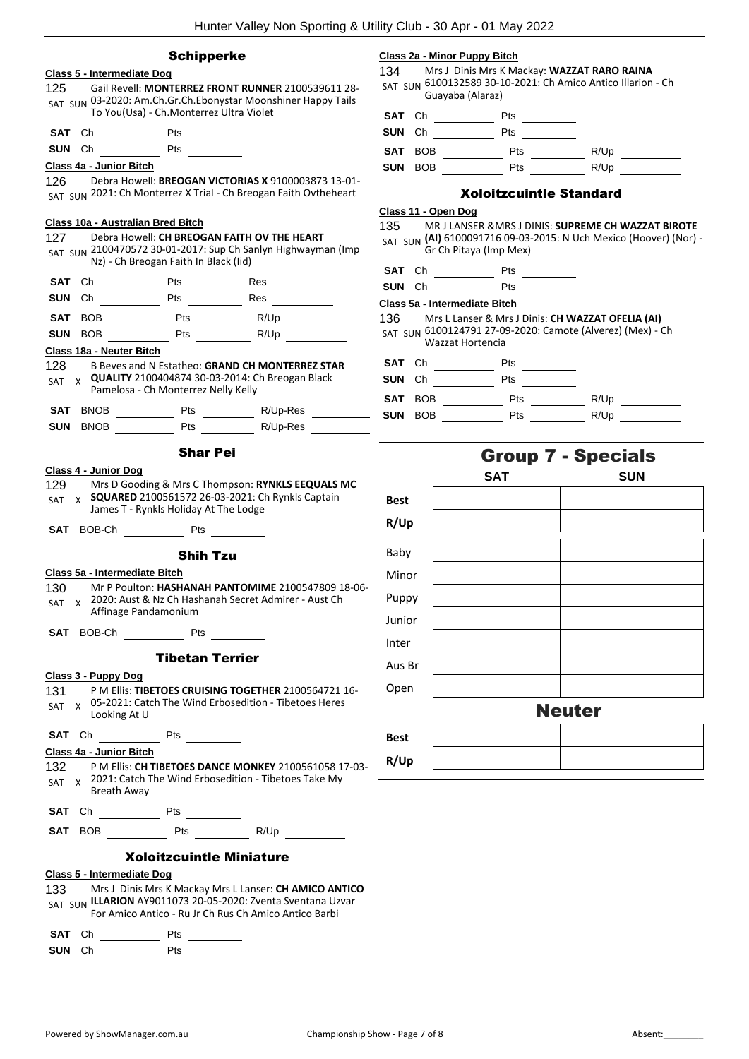## Schipperke

### Class 5 - Intermediate Dog

125 Gail Revell: **MONTERREZ FRONT RUNNER** 2100539611 28-03-2020: Am.Ch.Gr.Ch.Ebonystar Moonshiner Happy Tails To You(Usa) - Ch.Monterrez Ultra Violet
SAT SUN

**SAT** Ch ________ Pts ________
**SUN** Ch ________ Pts ________

### Class 4a - Junior Bitch

126 Debra Howell: **BREOGAN VICTORIAS X** 9100003873 13-01-2021: Ch Monterrez X Trial - Ch Breogan Faith Ovtheheart
SAT SUN

### Class 10a - Australian Bred Bitch

127 Debra Howell: **CH BREOGAN FAITH OV THE HEART** 2100470572 30-01-2017: Sup Ch Sanlyn Highwayman (Imp Nz) - Ch Breogan Faith In Black (Iid)
SAT SUN

**SAT** Ch ________ Pts ________ Res ________
**SUN** Ch ________ Pts ________ Res ________

**SAT** BOB ________ Pts ________ R/Up ________
**SUN** BOB ________ Pts ________ R/Up ________

### Class 18a - Neuter Bitch

128 B Beves and N Estatheo: **GRAND CH MONTERREZ STAR QUALITY** 2100404874 30-03-2014: Ch Breogan Black Pamelosa - Ch Monterrez Nelly Kelly
SAT X

**SAT** BNOB ________ Pts ________ R/Up-Res ________
**SUN** BNOB ________ Pts ________ R/Up-Res ________

## Shar Pei

### Class 4 - Junior Dog

129 Mrs D Gooding & Mrs C Thompson: **RYNKLS EEQUALS MC SQUARED** 2100561572 26-03-2021: Ch Rynkls Captain James T - Rynkls Holiday At The Lodge
SAT X

**SAT** BOB-Ch ________ Pts ________

## Shih Tzu

### Class 5a - Intermediate Bitch

130 Mr P Poulton: **HASHANAH PANTOMIME** 2100547809 18-06-2020: Aust & Nz Ch Hashanah Secret Admirer - Aust Ch Affinage Pandamonium
SAT X

**SAT** BOB-Ch ________ Pts ________

## Tibetan Terrier

### Class 3 - Puppy Dog

131 P M Ellis: **TIBETOES CRUISING TOGETHER** 2100564721 16-05-2021: Catch The Wind Erbosedition - Tibetoes Heres Looking At U
SAT X

**SAT** Ch ________ Pts ________

### Class 4a - Junior Bitch

132 P M Ellis: **CH TIBETOES DANCE MONKEY** 2100561058 17-03-2021: Catch The Wind Erbosedition - Tibetoes Take My Breath Away
SAT X

**SAT** Ch ________ Pts ________
**SAT** BOB ________ Pts ________ R/Up ________

## Xoloitzcuintle Miniature

### Class 5 - Intermediate Dog

133 Mrs J Dinis Mrs K Mackay Mrs L Lanser: **CH AMICO ANTICO ILLARION** AY9011073 20-05-2020: Zventa Sventana Uzvar For Amico Antico - Ru Jr Ch Rus Ch Amico Antico Barbi
SAT SUN

**SAT** Ch ________ Pts ________
**SUN** Ch ________ Pts ________

### Class 2a - Minor Puppy Bitch

134 Mrs J Dinis Mrs K Mackay: **WAZZAT RARO RAINA** 6100132589 30-10-2021: Ch Amico Antico Illarion - Ch Guayaba (Alaraz)
SAT SUN

**SAT** Ch ________ Pts ________
**SUN** Ch ________ Pts ________

**SAT** BOB ________ Pts ________ R/Up ________
**SUN** BOB ________ Pts ________ R/Up ________

## Xoloitzcuintle Standard

### Class 11 - Open Dog

135 MR J LANSER &MRS J DINIS: **SUPREME CH WAZZAT BIROTE (AI)** 6100091716 09-03-2015: N Uch Mexico (Hoover) (Nor) - Gr Ch Pitaya (Imp Mex)
SAT SUN

**SAT** Ch ________ Pts ________
**SUN** Ch ________ Pts ________

### Class 5a - Intermediate Bitch

136 Mrs L Lanser & Mrs J Dinis: **CH WAZZAT OFELIA (AI)** 6100124791 27-09-2020: Camote (Alverez) (Mex) - Ch Wazzat Hortencia
SAT SUN

**SAT** Ch ________ Pts ________
**SUN** Ch ________ Pts ________

**SAT** BOB ________ Pts ________ R/Up ________
**SUN** BOB ________ Pts ________ R/Up ________

# Group 7 - Specials

| | SAT | SUN |
|---|---|---|
| Best | | |
| R/Up | | |
| Baby | | |
| Minor | | |
| Puppy | | |
| Junior | | |
| Inter | | |
| Aus Br | | |
| Open | | |

## Neuter

| | SAT | SUN |
|---|---|---|
| Best | | |
| R/Up | | |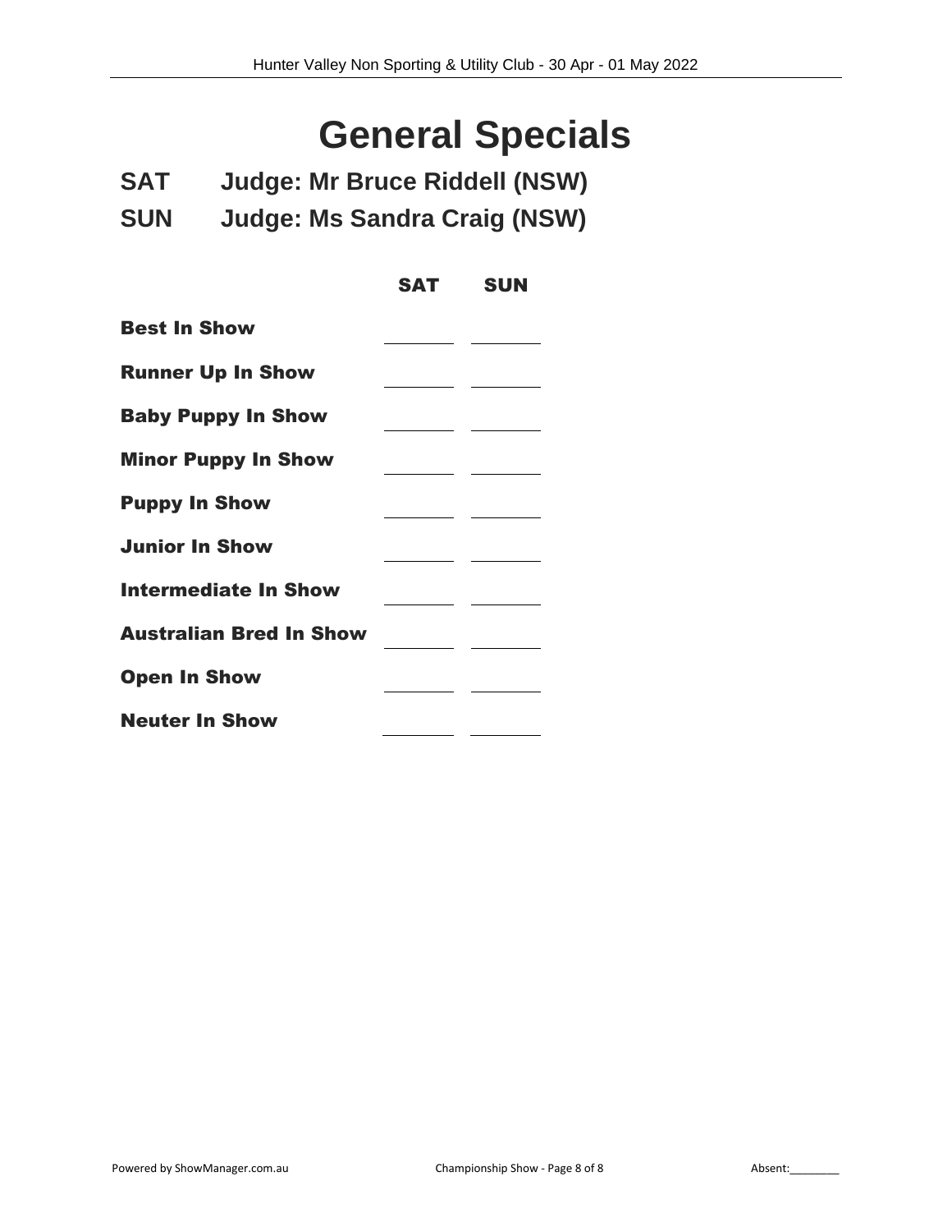# General Specials

**SAT Judge: Mr Bruce Riddell (NSW)**

**SUN Judge: Ms Sandra Craig (NSW)**

| | SAT | SUN |
|---|---|---|
| **Best In Show** | | |
| **Runner Up In Show** | | |
| **Baby Puppy In Show** | | |
| **Minor Puppy In Show** | | |
| **Puppy In Show** | | |
| **Junior In Show** | | |
| **Intermediate In Show** | | |
| **Australian Bred In Show** | | |
| **Open In Show** | | |
| **Neuter In Show** | | |

Absent:________